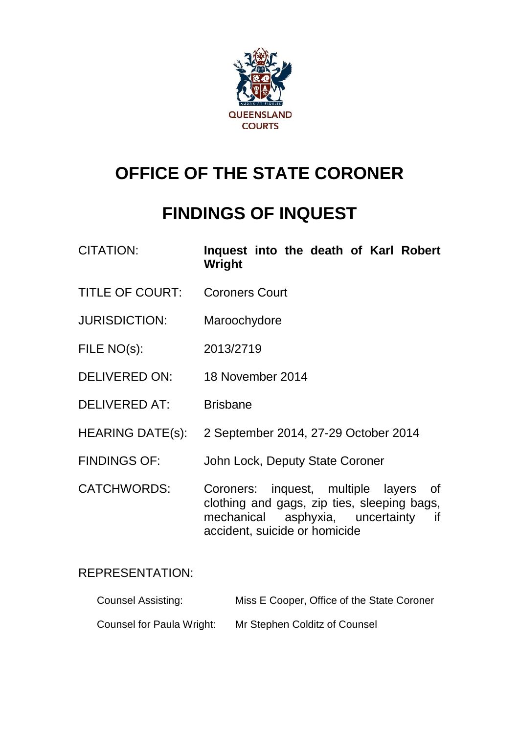QUEENSLAND COURTS

# OFFICE OF THE STATE CORONER

# FINDINGS OF INQUEST

| | |
|---|---|
| CITATION: | **Inquest into the death of Karl Robert Wright** |
| TITLE OF COURT: | Coroners Court |
| JURISDICTION: | Maroochydore |
| FILE NO(s): | 2013/2719 |
| DELIVERED ON: | 18 November 2014 |
| DELIVERED AT: | Brisbane |
| HEARING DATE(s): | 2 September 2014, 27-29 October 2014 |
| FINDINGS OF: | John Lock, Deputy State Coroner |
| CATCHWORDS: | Coroners: inquest, multiple layers of clothing and gags, zip ties, sleeping bags, mechanical asphyxia, uncertainty if accident, suicide or homicide |

REPRESENTATION:

| | |
|---|---|
| Counsel Assisting: | Miss E Cooper, Office of the State Coroner |
| Counsel for Paula Wright: | Mr Stephen Colditz of Counsel |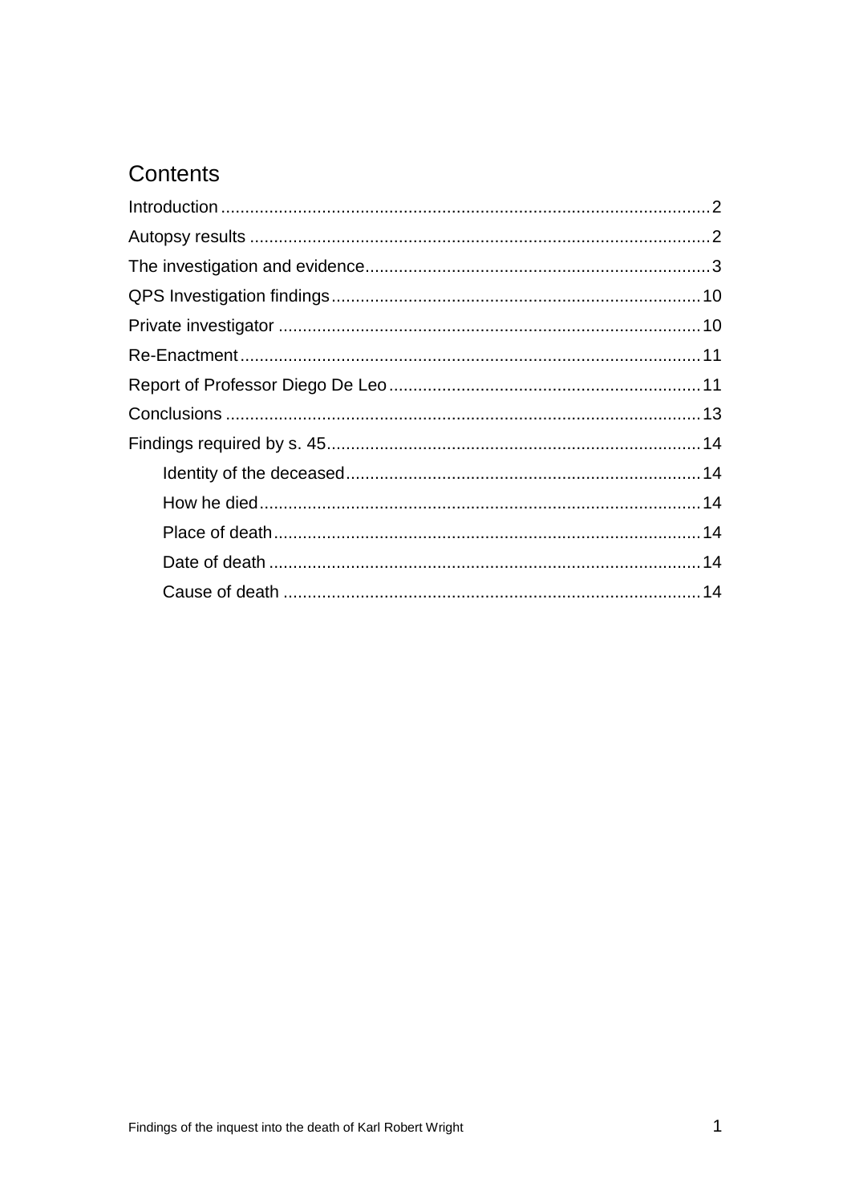# Contents

Introduction .......... 2
Autopsy results .......... 2
The investigation and evidence .......... 3
QPS Investigation findings .......... 10
Private investigator .......... 10
Re-Enactment .......... 11
Report of Professor Diego De Leo .......... 11
Conclusions .......... 13
Findings required by s. 45 .......... 14
- Identity of the deceased .......... 14
- How he died .......... 14
- Place of death .......... 14
- Date of death .......... 14
- Cause of death .......... 14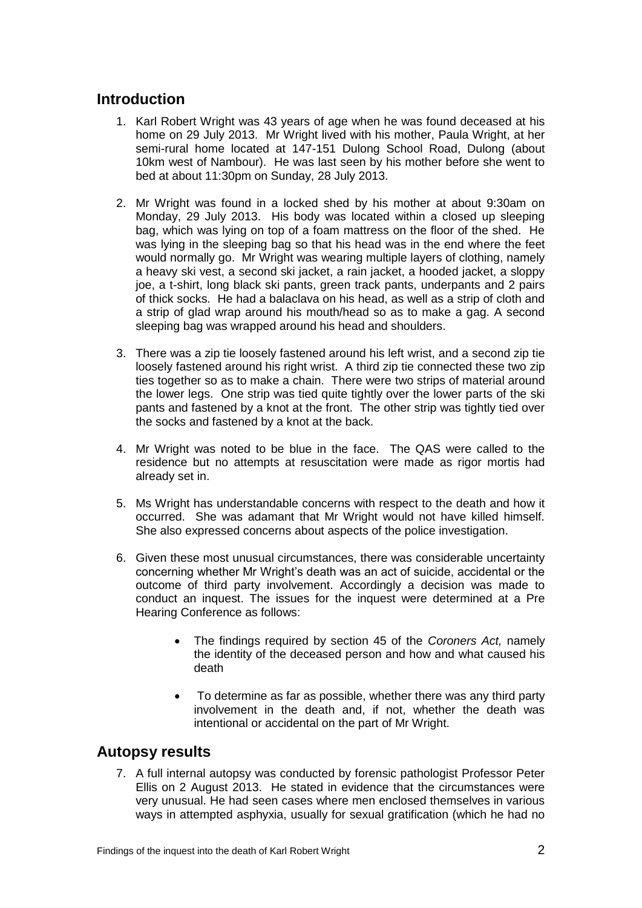## Introduction

1. Karl Robert Wright was 43 years of age when he was found deceased at his home on 29 July 2013. Mr Wright lived with his mother, Paula Wright, at her semi-rural home located at 147-151 Dulong School Road, Dulong (about 10km west of Nambour). He was last seen by his mother before she went to bed at about 11:30pm on Sunday, 28 July 2013.

2. Mr Wright was found in a locked shed by his mother at about 9:30am on Monday, 29 July 2013. His body was located within a closed up sleeping bag, which was lying on top of a foam mattress on the floor of the shed. He was lying in the sleeping bag so that his head was in the end where the feet would normally go. Mr Wright was wearing multiple layers of clothing, namely a heavy ski vest, a second ski jacket, a rain jacket, a hooded jacket, a sloppy joe, a t-shirt, long black ski pants, green track pants, underpants and 2 pairs of thick socks. He had a balaclava on his head, as well as a strip of cloth and a strip of glad wrap around his mouth/head so as to make a gag. A second sleeping bag was wrapped around his head and shoulders.

3. There was a zip tie loosely fastened around his left wrist, and a second zip tie loosely fastened around his right wrist. A third zip tie connected these two zip ties together so as to make a chain. There were two strips of material around the lower legs. One strip was tied quite tightly over the lower parts of the ski pants and fastened by a knot at the front. The other strip was tightly tied over the socks and fastened by a knot at the back.

4. Mr Wright was noted to be blue in the face. The QAS were called to the residence but no attempts at resuscitation were made as rigor mortis had already set in.

5. Ms Wright has understandable concerns with respect to the death and how it occurred. She was adamant that Mr Wright would not have killed himself. She also expressed concerns about aspects of the police investigation.

6. Given these most unusual circumstances, there was considerable uncertainty concerning whether Mr Wright's death was an act of suicide, accidental or the outcome of third party involvement. Accordingly a decision was made to conduct an inquest. The issues for the inquest were determined at a Pre Hearing Conference as follows:

   - The findings required by section 45 of the *Coroners Act,* namely the identity of the deceased person and how and what caused his death
   - To determine as far as possible, whether there was any third party involvement in the death and, if not, whether the death was intentional or accidental on the part of Mr Wright.

## Autopsy results

7. A full internal autopsy was conducted by forensic pathologist Professor Peter Ellis on 2 August 2013. He stated in evidence that the circumstances were very unusual. He had seen cases where men enclosed themselves in various ways in attempted asphyxia, usually for sexual gratification (which he had no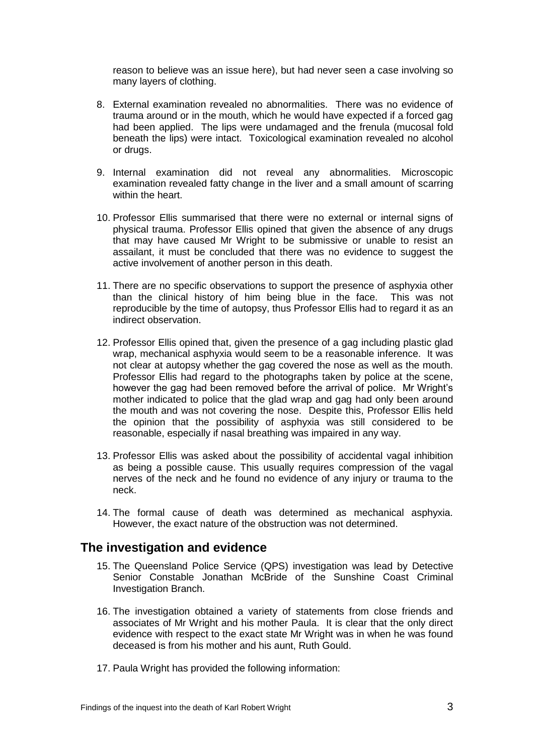reason to believe was an issue here), but had never seen a case involving so many layers of clothing.

8. External examination revealed no abnormalities. There was no evidence of trauma around or in the mouth, which he would have expected if a forced gag had been applied. The lips were undamaged and the frenula (mucosal fold beneath the lips) were intact. Toxicological examination revealed no alcohol or drugs.

9. Internal examination did not reveal any abnormalities. Microscopic examination revealed fatty change in the liver and a small amount of scarring within the heart.

10. Professor Ellis summarised that there were no external or internal signs of physical trauma. Professor Ellis opined that given the absence of any drugs that may have caused Mr Wright to be submissive or unable to resist an assailant, it must be concluded that there was no evidence to suggest the active involvement of another person in this death.

11. There are no specific observations to support the presence of asphyxia other than the clinical history of him being blue in the face. This was not reproducible by the time of autopsy, thus Professor Ellis had to regard it as an indirect observation.

12. Professor Ellis opined that, given the presence of a gag including plastic glad wrap, mechanical asphyxia would seem to be a reasonable inference. It was not clear at autopsy whether the gag covered the nose as well as the mouth. Professor Ellis had regard to the photographs taken by police at the scene, however the gag had been removed before the arrival of police. Mr Wright's mother indicated to police that the glad wrap and gag had only been around the mouth and was not covering the nose. Despite this, Professor Ellis held the opinion that the possibility of asphyxia was still considered to be reasonable, especially if nasal breathing was impaired in any way.

13. Professor Ellis was asked about the possibility of accidental vagal inhibition as being a possible cause. This usually requires compression of the vagal nerves of the neck and he found no evidence of any injury or trauma to the neck.

14. The formal cause of death was determined as mechanical asphyxia. However, the exact nature of the obstruction was not determined.

## The investigation and evidence

15. The Queensland Police Service (QPS) investigation was lead by Detective Senior Constable Jonathan McBride of the Sunshine Coast Criminal Investigation Branch.

16. The investigation obtained a variety of statements from close friends and associates of Mr Wright and his mother Paula. It is clear that the only direct evidence with respect to the exact state Mr Wright was in when he was found deceased is from his mother and his aunt, Ruth Gould.

17. Paula Wright has provided the following information: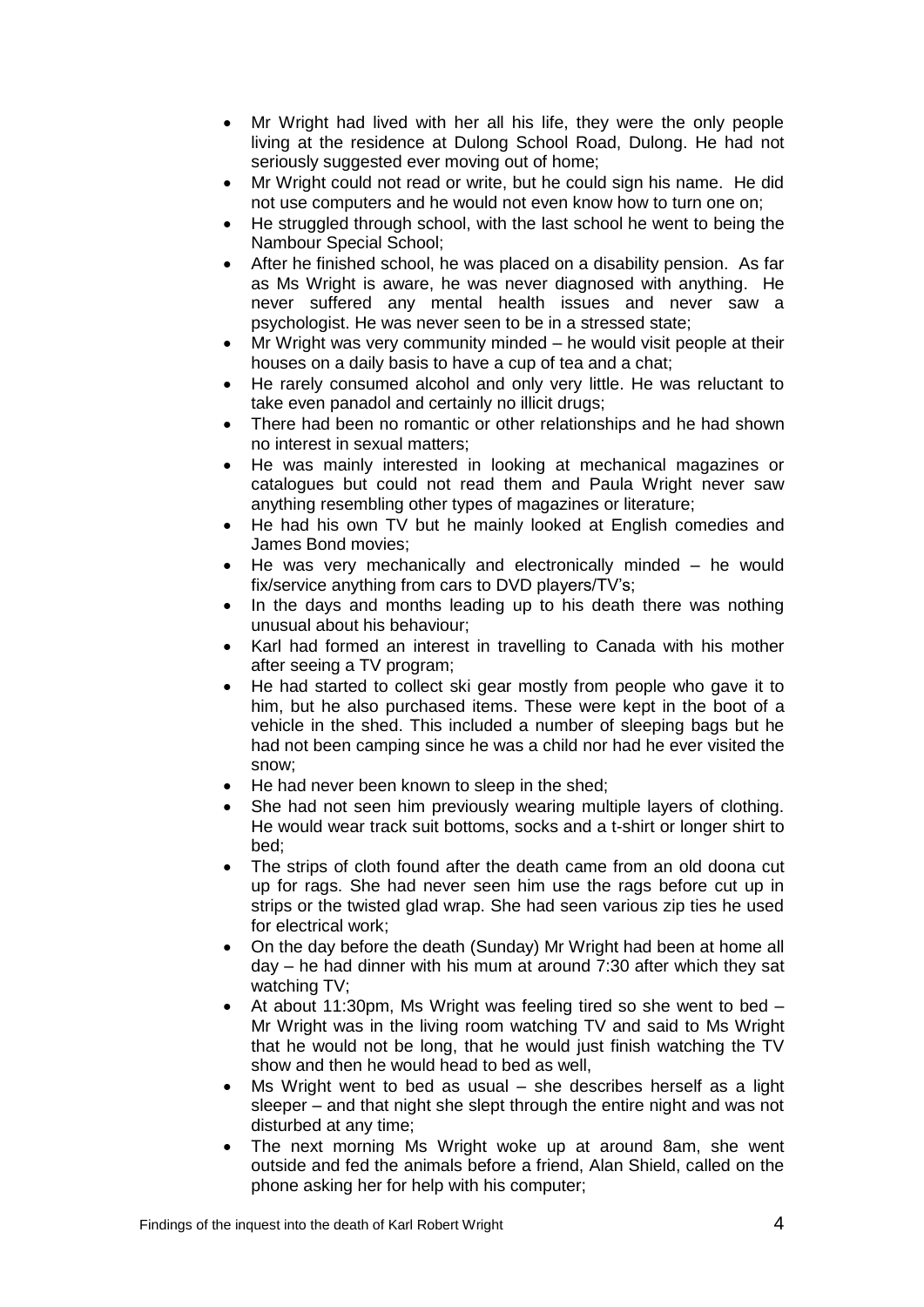- Mr Wright had lived with her all his life, they were the only people living at the residence at Dulong School Road, Dulong. He had not seriously suggested ever moving out of home;
- Mr Wright could not read or write, but he could sign his name. He did not use computers and he would not even know how to turn one on;
- He struggled through school, with the last school he went to being the Nambour Special School;
- After he finished school, he was placed on a disability pension. As far as Ms Wright is aware, he was never diagnosed with anything. He never suffered any mental health issues and never saw a psychologist. He was never seen to be in a stressed state;
- Mr Wright was very community minded – he would visit people at their houses on a daily basis to have a cup of tea and a chat;
- He rarely consumed alcohol and only very little. He was reluctant to take even panadol and certainly no illicit drugs;
- There had been no romantic or other relationships and he had shown no interest in sexual matters;
- He was mainly interested in looking at mechanical magazines or catalogues but could not read them and Paula Wright never saw anything resembling other types of magazines or literature;
- He had his own TV but he mainly looked at English comedies and James Bond movies;
- He was very mechanically and electronically minded – he would fix/service anything from cars to DVD players/TV's;
- In the days and months leading up to his death there was nothing unusual about his behaviour;
- Karl had formed an interest in travelling to Canada with his mother after seeing a TV program;
- He had started to collect ski gear mostly from people who gave it to him, but he also purchased items. These were kept in the boot of a vehicle in the shed. This included a number of sleeping bags but he had not been camping since he was a child nor had he ever visited the snow;
- He had never been known to sleep in the shed;
- She had not seen him previously wearing multiple layers of clothing. He would wear track suit bottoms, socks and a t-shirt or longer shirt to bed;
- The strips of cloth found after the death came from an old doona cut up for rags. She had never seen him use the rags before cut up in strips or the twisted glad wrap. She had seen various zip ties he used for electrical work;
- On the day before the death (Sunday) Mr Wright had been at home all day – he had dinner with his mum at around 7:30 after which they sat watching TV;
- At about 11:30pm, Ms Wright was feeling tired so she went to bed – Mr Wright was in the living room watching TV and said to Ms Wright that he would not be long, that he would just finish watching the TV show and then he would head to bed as well,
- Ms Wright went to bed as usual – she describes herself as a light sleeper – and that night she slept through the entire night and was not disturbed at any time;
- The next morning Ms Wright woke up at around 8am, she went outside and fed the animals before a friend, Alan Shield, called on the phone asking her for help with his computer;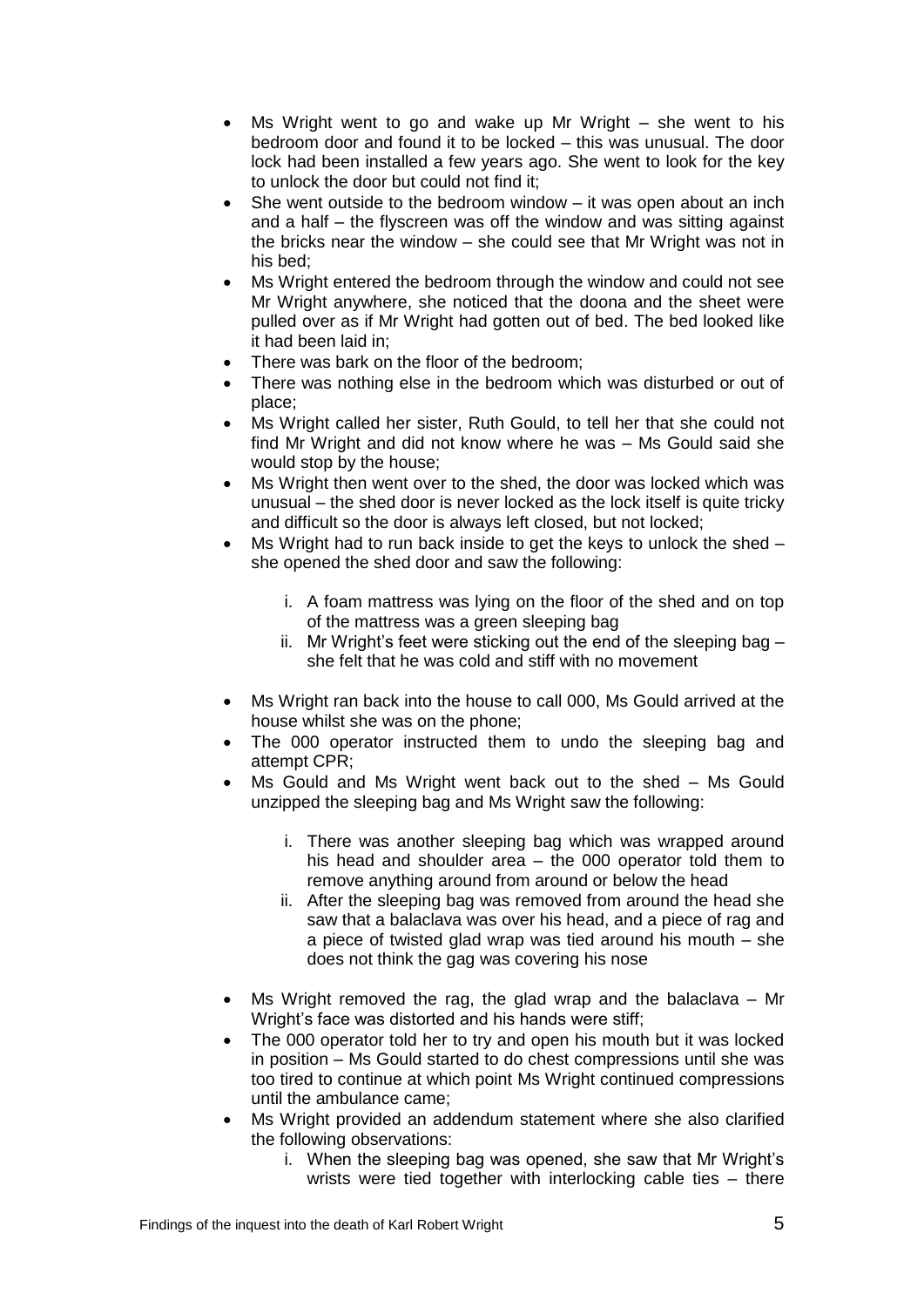- Ms Wright went to go and wake up Mr Wright – she went to his bedroom door and found it to be locked – this was unusual. The door lock had been installed a few years ago. She went to look for the key to unlock the door but could not find it;
- She went outside to the bedroom window – it was open about an inch and a half – the flyscreen was off the window and was sitting against the bricks near the window – she could see that Mr Wright was not in his bed;
- Ms Wright entered the bedroom through the window and could not see Mr Wright anywhere, she noticed that the doona and the sheet were pulled over as if Mr Wright had gotten out of bed. The bed looked like it had been laid in;
- There was bark on the floor of the bedroom;
- There was nothing else in the bedroom which was disturbed or out of place;
- Ms Wright called her sister, Ruth Gould, to tell her that she could not find Mr Wright and did not know where he was – Ms Gould said she would stop by the house;
- Ms Wright then went over to the shed, the door was locked which was unusual – the shed door is never locked as the lock itself is quite tricky and difficult so the door is always left closed, but not locked;
- Ms Wright had to run back inside to get the keys to unlock the shed – she opened the shed door and saw the following:
    1. A foam mattress was lying on the floor of the shed and on top of the mattress was a green sleeping bag
    2. Mr Wright's feet were sticking out the end of the sleeping bag – she felt that he was cold and stiff with no movement
- Ms Wright ran back into the house to call 000, Ms Gould arrived at the house whilst she was on the phone;
- The 000 operator instructed them to undo the sleeping bag and attempt CPR;
- Ms Gould and Ms Wright went back out to the shed – Ms Gould unzipped the sleeping bag and Ms Wright saw the following:
    1. There was another sleeping bag which was wrapped around his head and shoulder area – the 000 operator told them to remove anything around from around or below the head
    2. After the sleeping bag was removed from around the head she saw that a balaclava was over his head, and a piece of rag and a piece of twisted glad wrap was tied around his mouth – she does not think the gag was covering his nose
- Ms Wright removed the rag, the glad wrap and the balaclava – Mr Wright's face was distorted and his hands were stiff;
- The 000 operator told her to try and open his mouth but it was locked in position – Ms Gould started to do chest compressions until she was too tired to continue at which point Ms Wright continued compressions until the ambulance came;
- Ms Wright provided an addendum statement where she also clarified the following observations:
    1. When the sleeping bag was opened, she saw that Mr Wright's wrists were tied together with interlocking cable ties – there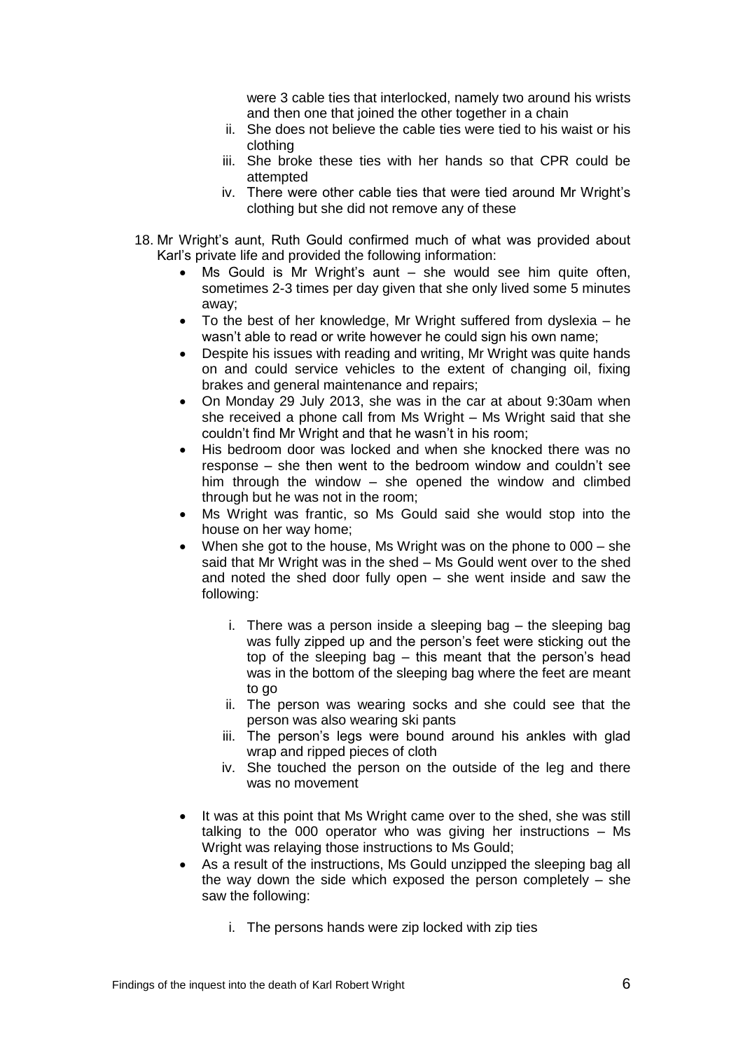were 3 cable ties that interlocked, namely two around his wrists and then one that joined the other together in a chain

ii. She does not believe the cable ties were tied to his waist or his clothing

iii. She broke these ties with her hands so that CPR could be attempted

iv. There were other cable ties that were tied around Mr Wright's clothing but she did not remove any of these

18. Mr Wright's aunt, Ruth Gould confirmed much of what was provided about Karl's private life and provided the following information:
    - Ms Gould is Mr Wright's aunt – she would see him quite often, sometimes 2-3 times per day given that she only lived some 5 minutes away;
    - To the best of her knowledge, Mr Wright suffered from dyslexia – he wasn't able to read or write however he could sign his own name;
    - Despite his issues with reading and writing, Mr Wright was quite hands on and could service vehicles to the extent of changing oil, fixing brakes and general maintenance and repairs;
    - On Monday 29 July 2013, she was in the car at about 9:30am when she received a phone call from Ms Wright – Ms Wright said that she couldn't find Mr Wright and that he wasn't in his room;
    - His bedroom door was locked and when she knocked there was no response – she then went to the bedroom window and couldn't see him through the window – she opened the window and climbed through but he was not in the room;
    - Ms Wright was frantic, so Ms Gould said she would stop into the house on her way home;
    - When she got to the house, Ms Wright was on the phone to 000 – she said that Mr Wright was in the shed – Ms Gould went over to the shed and noted the shed door fully open – she went inside and saw the following:

        i. There was a person inside a sleeping bag – the sleeping bag was fully zipped up and the person's feet were sticking out the top of the sleeping bag – this meant that the person's head was in the bottom of the sleeping bag where the feet are meant to go

        ii. The person was wearing socks and she could see that the person was also wearing ski pants

        iii. The person's legs were bound around his ankles with glad wrap and ripped pieces of cloth

        iv. She touched the person on the outside of the leg and there was no movement

    - It was at this point that Ms Wright came over to the shed, she was still talking to the 000 operator who was giving her instructions – Ms Wright was relaying those instructions to Ms Gould;
    - As a result of the instructions, Ms Gould unzipped the sleeping bag all the way down the side which exposed the person completely – she saw the following:

        i. The persons hands were zip locked with zip ties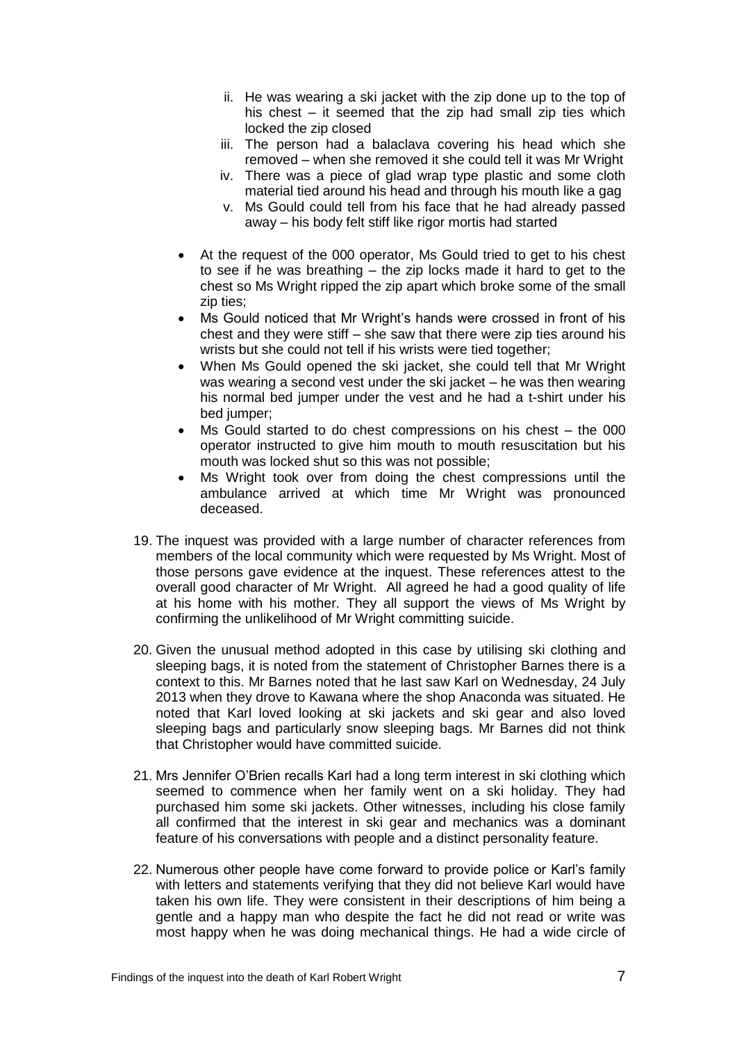ii. He was wearing a ski jacket with the zip done up to the top of his chest – it seemed that the zip had small zip ties which locked the zip closed
   iii. The person had a balaclava covering his head which she removed – when she removed it she could tell it was Mr Wright
   iv. There was a piece of glad wrap type plastic and some cloth material tied around his head and through his mouth like a gag
   v. Ms Gould could tell from his face that he had already passed away – his body felt stiff like rigor mortis had started

- At the request of the 000 operator, Ms Gould tried to get to his chest to see if he was breathing – the zip locks made it hard to get to the chest so Ms Wright ripped the zip apart which broke some of the small zip ties;
- Ms Gould noticed that Mr Wright's hands were crossed in front of his chest and they were stiff – she saw that there were zip ties around his wrists but she could not tell if his wrists were tied together;
- When Ms Gould opened the ski jacket, she could tell that Mr Wright was wearing a second vest under the ski jacket – he was then wearing his normal bed jumper under the vest and he had a t-shirt under his bed jumper;
- Ms Gould started to do chest compressions on his chest – the 000 operator instructed to give him mouth to mouth resuscitation but his mouth was locked shut so this was not possible;
- Ms Wright took over from doing the chest compressions until the ambulance arrived at which time Mr Wright was pronounced deceased.

19. The inquest was provided with a large number of character references from members of the local community which were requested by Ms Wright. Most of those persons gave evidence at the inquest. These references attest to the overall good character of Mr Wright. All agreed he had a good quality of life at his home with his mother. They all support the views of Ms Wright by confirming the unlikelihood of Mr Wright committing suicide.

20. Given the unusual method adopted in this case by utilising ski clothing and sleeping bags, it is noted from the statement of Christopher Barnes there is a context to this. Mr Barnes noted that he last saw Karl on Wednesday, 24 July 2013 when they drove to Kawana where the shop Anaconda was situated. He noted that Karl loved looking at ski jackets and ski gear and also loved sleeping bags and particularly snow sleeping bags. Mr Barnes did not think that Christopher would have committed suicide.

21. Mrs Jennifer O'Brien recalls Karl had a long term interest in ski clothing which seemed to commence when her family went on a ski holiday. They had purchased him some ski jackets. Other witnesses, including his close family all confirmed that the interest in ski gear and mechanics was a dominant feature of his conversations with people and a distinct personality feature.

22. Numerous other people have come forward to provide police or Karl's family with letters and statements verifying that they did not believe Karl would have taken his own life. They were consistent in their descriptions of him being a gentle and a happy man who despite the fact he did not read or write was most happy when he was doing mechanical things. He had a wide circle of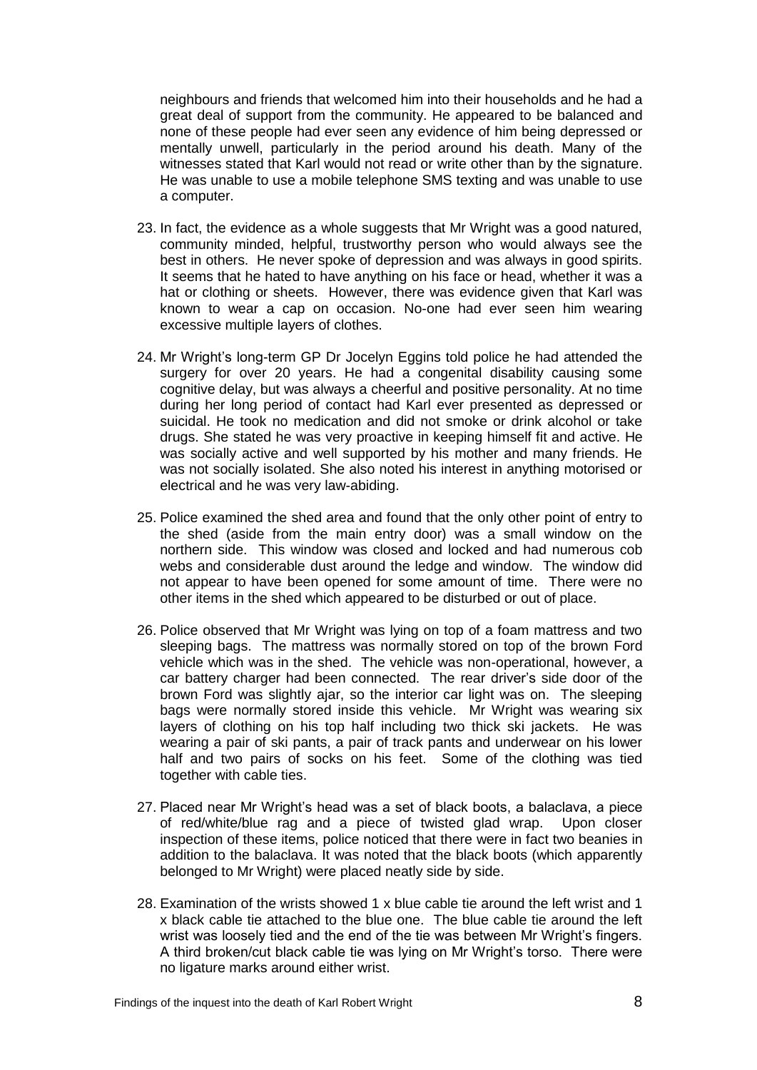neighbours and friends that welcomed him into their households and he had a great deal of support from the community. He appeared to be balanced and none of these people had ever seen any evidence of him being depressed or mentally unwell, particularly in the period around his death. Many of the witnesses stated that Karl would not read or write other than by the signature. He was unable to use a mobile telephone SMS texting and was unable to use a computer.

23. In fact, the evidence as a whole suggests that Mr Wright was a good natured, community minded, helpful, trustworthy person who would always see the best in others. He never spoke of depression and was always in good spirits. It seems that he hated to have anything on his face or head, whether it was a hat or clothing or sheets. However, there was evidence given that Karl was known to wear a cap on occasion. No-one had ever seen him wearing excessive multiple layers of clothes.

24. Mr Wright's long-term GP Dr Jocelyn Eggins told police he had attended the surgery for over 20 years. He had a congenital disability causing some cognitive delay, but was always a cheerful and positive personality. At no time during her long period of contact had Karl ever presented as depressed or suicidal. He took no medication and did not smoke or drink alcohol or take drugs. She stated he was very proactive in keeping himself fit and active. He was socially active and well supported by his mother and many friends. He was not socially isolated. She also noted his interest in anything motorised or electrical and he was very law-abiding.

25. Police examined the shed area and found that the only other point of entry to the shed (aside from the main entry door) was a small window on the northern side. This window was closed and locked and had numerous cob webs and considerable dust around the ledge and window. The window did not appear to have been opened for some amount of time. There were no other items in the shed which appeared to be disturbed or out of place.

26. Police observed that Mr Wright was lying on top of a foam mattress and two sleeping bags. The mattress was normally stored on top of the brown Ford vehicle which was in the shed. The vehicle was non-operational, however, a car battery charger had been connected. The rear driver's side door of the brown Ford was slightly ajar, so the interior car light was on. The sleeping bags were normally stored inside this vehicle. Mr Wright was wearing six layers of clothing on his top half including two thick ski jackets. He was wearing a pair of ski pants, a pair of track pants and underwear on his lower half and two pairs of socks on his feet. Some of the clothing was tied together with cable ties.

27. Placed near Mr Wright's head was a set of black boots, a balaclava, a piece of red/white/blue rag and a piece of twisted glad wrap. Upon closer inspection of these items, police noticed that there were in fact two beanies in addition to the balaclava. It was noted that the black boots (which apparently belonged to Mr Wright) were placed neatly side by side.

28. Examination of the wrists showed 1 x blue cable tie around the left wrist and 1 x black cable tie attached to the blue one. The blue cable tie around the left wrist was loosely tied and the end of the tie was between Mr Wright's fingers. A third broken/cut black cable tie was lying on Mr Wright's torso. There were no ligature marks around either wrist.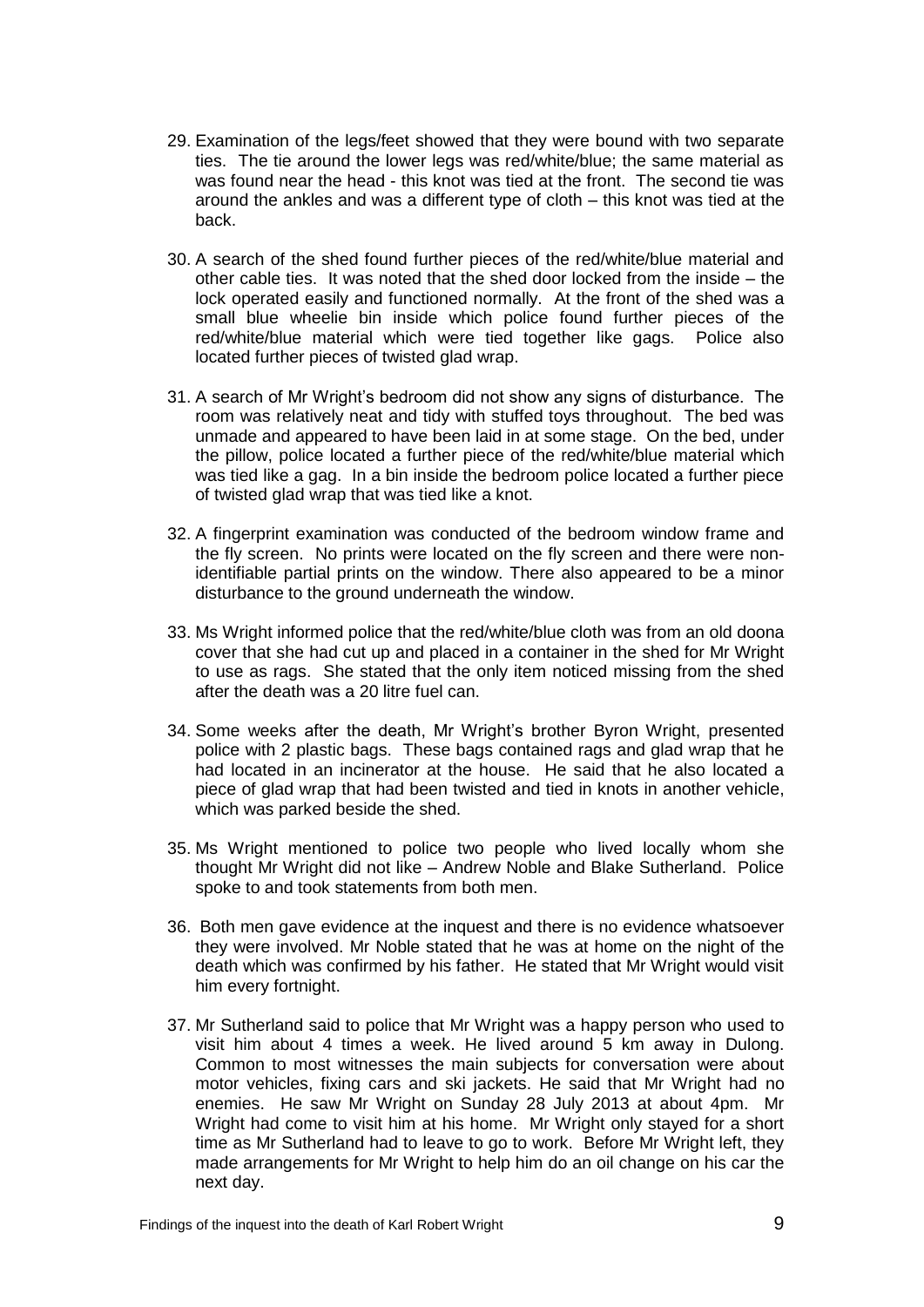29. Examination of the legs/feet showed that they were bound with two separate ties. The tie around the lower legs was red/white/blue; the same material as was found near the head - this knot was tied at the front. The second tie was around the ankles and was a different type of cloth – this knot was tied at the back.

30. A search of the shed found further pieces of the red/white/blue material and other cable ties. It was noted that the shed door locked from the inside – the lock operated easily and functioned normally. At the front of the shed was a small blue wheelie bin inside which police found further pieces of the red/white/blue material which were tied together like gags. Police also located further pieces of twisted glad wrap.

31. A search of Mr Wright's bedroom did not show any signs of disturbance. The room was relatively neat and tidy with stuffed toys throughout. The bed was unmade and appeared to have been laid in at some stage. On the bed, under the pillow, police located a further piece of the red/white/blue material which was tied like a gag. In a bin inside the bedroom police located a further piece of twisted glad wrap that was tied like a knot.

32. A fingerprint examination was conducted of the bedroom window frame and the fly screen. No prints were located on the fly screen and there were non-identifiable partial prints on the window. There also appeared to be a minor disturbance to the ground underneath the window.

33. Ms Wright informed police that the red/white/blue cloth was from an old doona cover that she had cut up and placed in a container in the shed for Mr Wright to use as rags. She stated that the only item noticed missing from the shed after the death was a 20 litre fuel can.

34. Some weeks after the death, Mr Wright's brother Byron Wright, presented police with 2 plastic bags. These bags contained rags and glad wrap that he had located in an incinerator at the house. He said that he also located a piece of glad wrap that had been twisted and tied in knots in another vehicle, which was parked beside the shed.

35. Ms Wright mentioned to police two people who lived locally whom she thought Mr Wright did not like – Andrew Noble and Blake Sutherland. Police spoke to and took statements from both men.

36. Both men gave evidence at the inquest and there is no evidence whatsoever they were involved. Mr Noble stated that he was at home on the night of the death which was confirmed by his father. He stated that Mr Wright would visit him every fortnight.

37. Mr Sutherland said to police that Mr Wright was a happy person who used to visit him about 4 times a week. He lived around 5 km away in Dulong. Common to most witnesses the main subjects for conversation were about motor vehicles, fixing cars and ski jackets. He said that Mr Wright had no enemies. He saw Mr Wright on Sunday 28 July 2013 at about 4pm. Mr Wright had come to visit him at his home. Mr Wright only stayed for a short time as Mr Sutherland had to leave to go to work. Before Mr Wright left, they made arrangements for Mr Wright to help him do an oil change on his car the next day.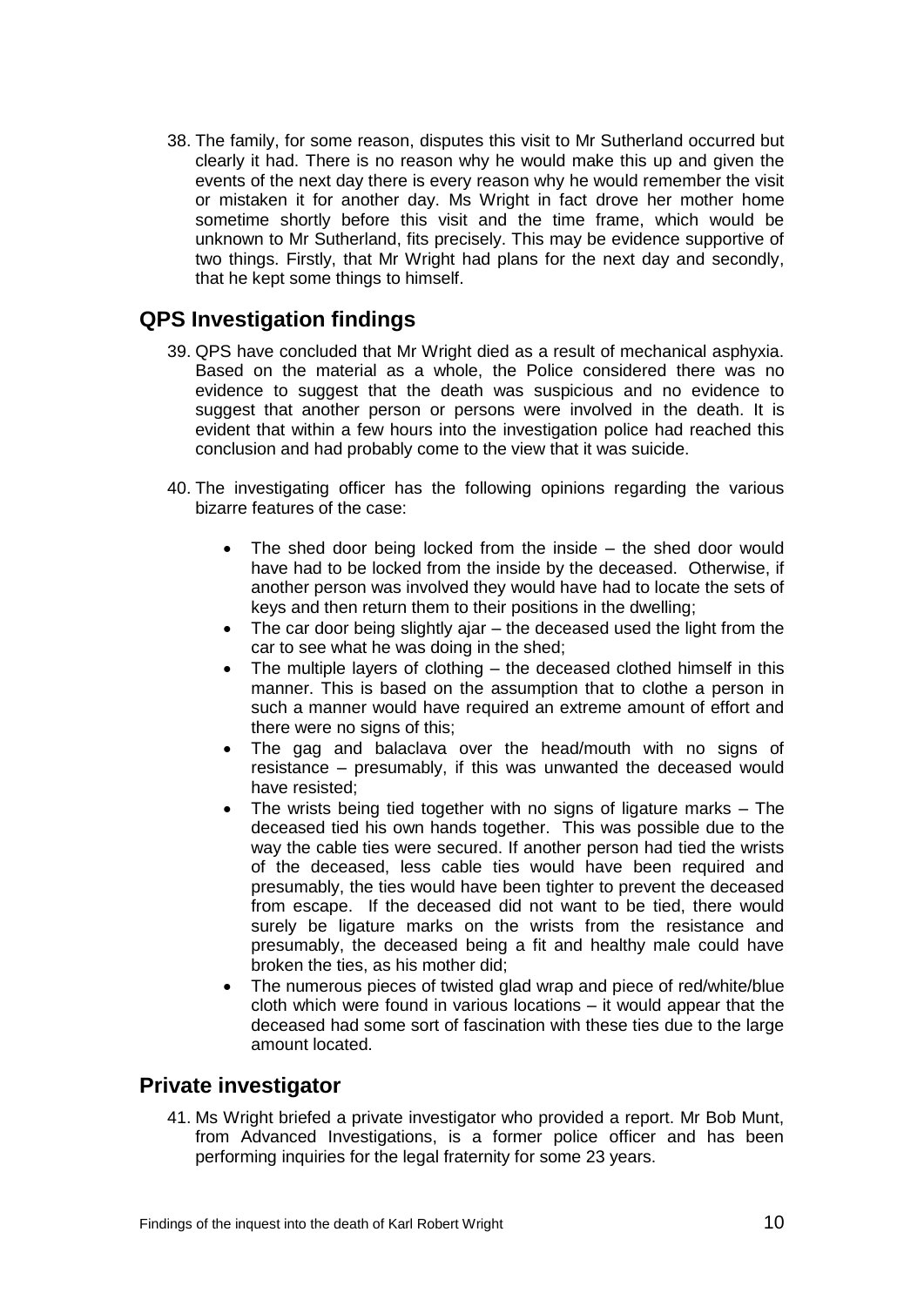38. The family, for some reason, disputes this visit to Mr Sutherland occurred but clearly it had. There is no reason why he would make this up and given the events of the next day there is every reason why he would remember the visit or mistaken it for another day. Ms Wright in fact drove her mother home sometime shortly before this visit and the time frame, which would be unknown to Mr Sutherland, fits precisely. This may be evidence supportive of two things. Firstly, that Mr Wright had plans for the next day and secondly, that he kept some things to himself.

## QPS Investigation findings

39. QPS have concluded that Mr Wright died as a result of mechanical asphyxia. Based on the material as a whole, the Police considered there was no evidence to suggest that the death was suspicious and no evidence to suggest that another person or persons were involved in the death. It is evident that within a few hours into the investigation police had reached this conclusion and had probably come to the view that it was suicide.

40. The investigating officer has the following opinions regarding the various bizarre features of the case:

    - The shed door being locked from the inside – the shed door would have had to be locked from the inside by the deceased. Otherwise, if another person was involved they would have had to locate the sets of keys and then return them to their positions in the dwelling;
    - The car door being slightly ajar – the deceased used the light from the car to see what he was doing in the shed;
    - The multiple layers of clothing – the deceased clothed himself in this manner. This is based on the assumption that to clothe a person in such a manner would have required an extreme amount of effort and there were no signs of this;
    - The gag and balaclava over the head/mouth with no signs of resistance – presumably, if this was unwanted the deceased would have resisted;
    - The wrists being tied together with no signs of ligature marks – The deceased tied his own hands together. This was possible due to the way the cable ties were secured. If another person had tied the wrists of the deceased, less cable ties would have been required and presumably, the ties would have been tighter to prevent the deceased from escape. If the deceased did not want to be tied, there would surely be ligature marks on the wrists from the resistance and presumably, the deceased being a fit and healthy male could have broken the ties, as his mother did;
    - The numerous pieces of twisted glad wrap and piece of red/white/blue cloth which were found in various locations – it would appear that the deceased had some sort of fascination with these ties due to the large amount located.

## Private investigator

41. Ms Wright briefed a private investigator who provided a report. Mr Bob Munt, from Advanced Investigations, is a former police officer and has been performing inquiries for the legal fraternity for some 23 years.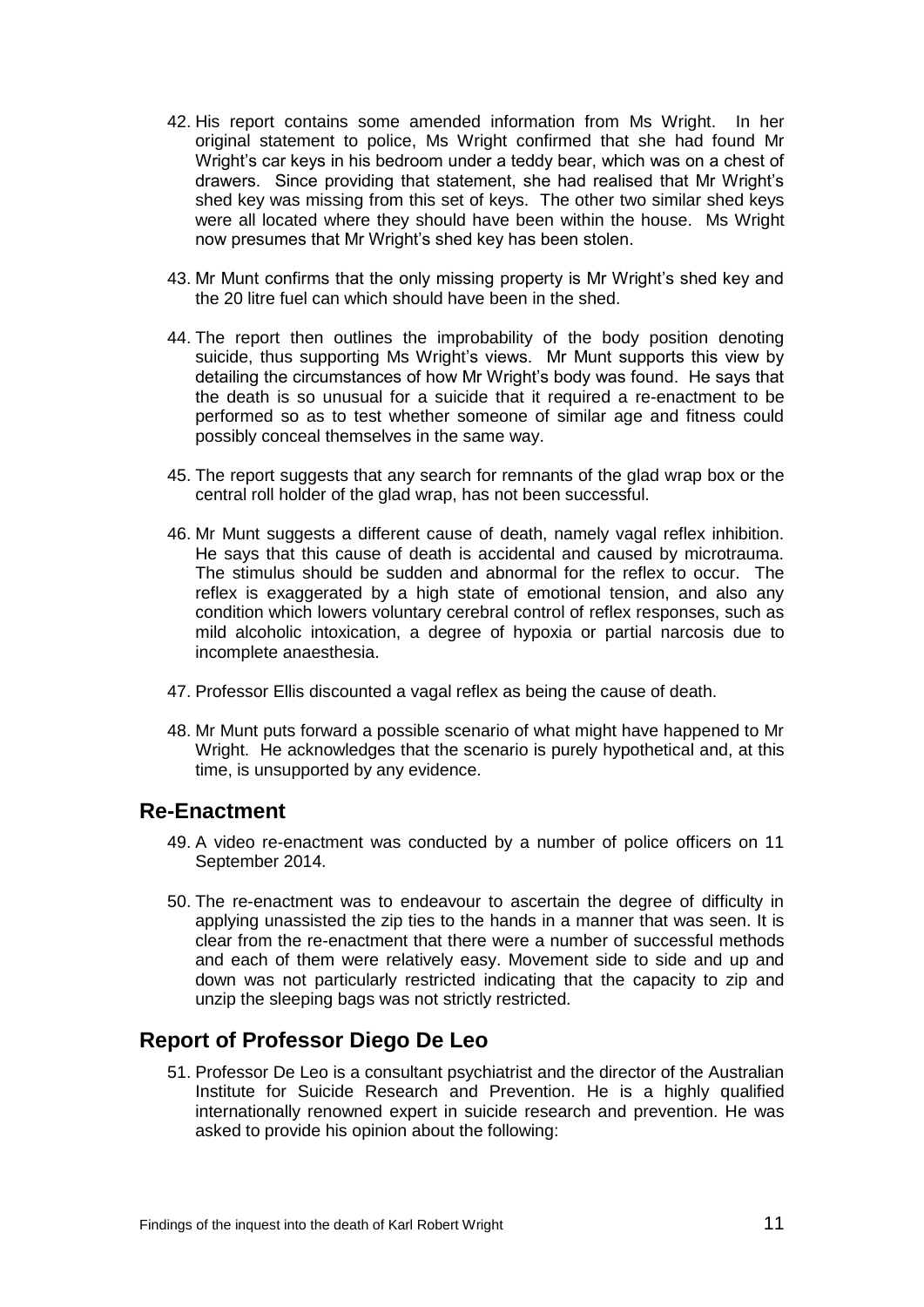42. His report contains some amended information from Ms Wright. In her original statement to police, Ms Wright confirmed that she had found Mr Wright's car keys in his bedroom under a teddy bear, which was on a chest of drawers. Since providing that statement, she had realised that Mr Wright's shed key was missing from this set of keys. The other two similar shed keys were all located where they should have been within the house. Ms Wright now presumes that Mr Wright's shed key has been stolen.

43. Mr Munt confirms that the only missing property is Mr Wright's shed key and the 20 litre fuel can which should have been in the shed.

44. The report then outlines the improbability of the body position denoting suicide, thus supporting Ms Wright's views. Mr Munt supports this view by detailing the circumstances of how Mr Wright's body was found. He says that the death is so unusual for a suicide that it required a re-enactment to be performed so as to test whether someone of similar age and fitness could possibly conceal themselves in the same way.

45. The report suggests that any search for remnants of the glad wrap box or the central roll holder of the glad wrap, has not been successful.

46. Mr Munt suggests a different cause of death, namely vagal reflex inhibition. He says that this cause of death is accidental and caused by microtrauma. The stimulus should be sudden and abnormal for the reflex to occur. The reflex is exaggerated by a high state of emotional tension, and also any condition which lowers voluntary cerebral control of reflex responses, such as mild alcoholic intoxication, a degree of hypoxia or partial narcosis due to incomplete anaesthesia.

47. Professor Ellis discounted a vagal reflex as being the cause of death.

48. Mr Munt puts forward a possible scenario of what might have happened to Mr Wright. He acknowledges that the scenario is purely hypothetical and, at this time, is unsupported by any evidence.

## Re-Enactment

49. A video re-enactment was conducted by a number of police officers on 11 September 2014.

50. The re-enactment was to endeavour to ascertain the degree of difficulty in applying unassisted the zip ties to the hands in a manner that was seen. It is clear from the re-enactment that there were a number of successful methods and each of them were relatively easy. Movement side to side and up and down was not particularly restricted indicating that the capacity to zip and unzip the sleeping bags was not strictly restricted.

## Report of Professor Diego De Leo

51. Professor De Leo is a consultant psychiatrist and the director of the Australian Institute for Suicide Research and Prevention. He is a highly qualified internationally renowned expert in suicide research and prevention. He was asked to provide his opinion about the following: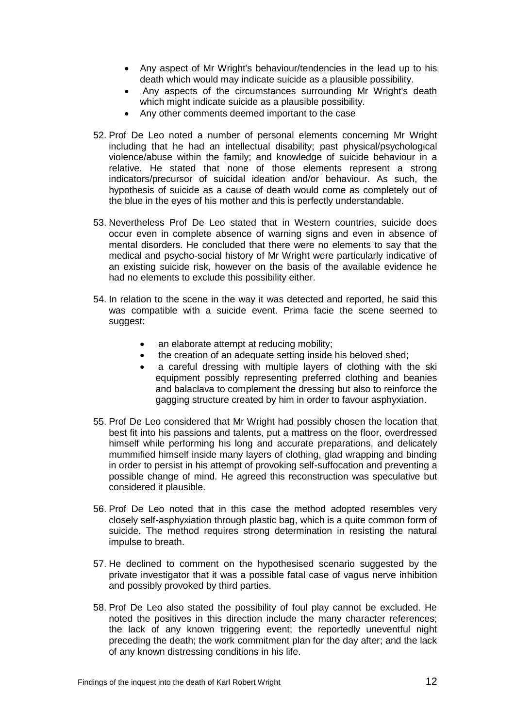- Any aspect of Mr Wright's behaviour/tendencies in the lead up to his death which would may indicate suicide as a plausible possibility.
- Any aspects of the circumstances surrounding Mr Wright's death which might indicate suicide as a plausible possibility.
- Any other comments deemed important to the case

52. Prof De Leo noted a number of personal elements concerning Mr Wright including that he had an intellectual disability; past physical/psychological violence/abuse within the family; and knowledge of suicide behaviour in a relative. He stated that none of those elements represent a strong indicators/precursor of suicidal ideation and/or behaviour. As such, the hypothesis of suicide as a cause of death would come as completely out of the blue in the eyes of his mother and this is perfectly understandable.

53. Nevertheless Prof De Leo stated that in Western countries, suicide does occur even in complete absence of warning signs and even in absence of mental disorders. He concluded that there were no elements to say that the medical and psycho-social history of Mr Wright were particularly indicative of an existing suicide risk, however on the basis of the available evidence he had no elements to exclude this possibility either.

54. In relation to the scene in the way it was detected and reported, he said this was compatible with a suicide event. Prima facie the scene seemed to suggest:

    - an elaborate attempt at reducing mobility;
    - the creation of an adequate setting inside his beloved shed;
    - a careful dressing with multiple layers of clothing with the ski equipment possibly representing preferred clothing and beanies and balaclava to complement the dressing but also to reinforce the gagging structure created by him in order to favour asphyxiation.

55. Prof De Leo considered that Mr Wright had possibly chosen the location that best fit into his passions and talents, put a mattress on the floor, overdressed himself while performing his long and accurate preparations, and delicately mummified himself inside many layers of clothing, glad wrapping and binding in order to persist in his attempt of provoking self-suffocation and preventing a possible change of mind. He agreed this reconstruction was speculative but considered it plausible.

56. Prof De Leo noted that in this case the method adopted resembles very closely self-asphyxiation through plastic bag, which is a quite common form of suicide. The method requires strong determination in resisting the natural impulse to breath.

57. He declined to comment on the hypothesised scenario suggested by the private investigator that it was a possible fatal case of vagus nerve inhibition and possibly provoked by third parties.

58. Prof De Leo also stated the possibility of foul play cannot be excluded. He noted the positives in this direction include the many character references; the lack of any known triggering event; the reportedly uneventful night preceding the death; the work commitment plan for the day after; and the lack of any known distressing conditions in his life.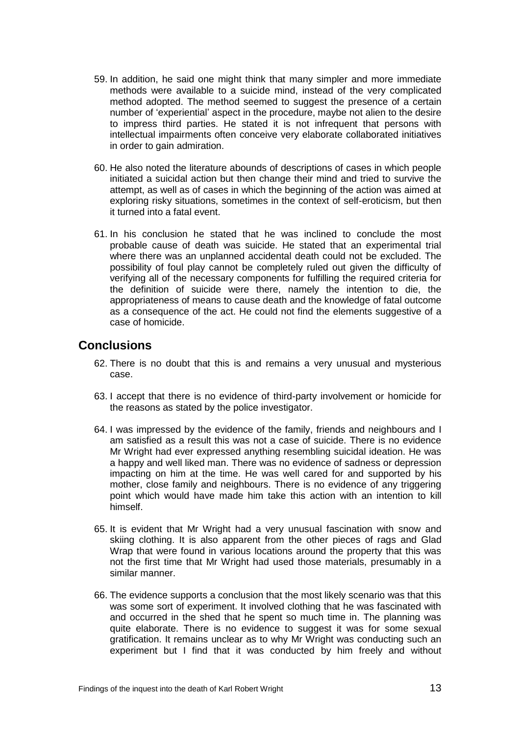59. In addition, he said one might think that many simpler and more immediate methods were available to a suicide mind, instead of the very complicated method adopted. The method seemed to suggest the presence of a certain number of 'experiential' aspect in the procedure, maybe not alien to the desire to impress third parties. He stated it is not infrequent that persons with intellectual impairments often conceive very elaborate collaborated initiatives in order to gain admiration.

60. He also noted the literature abounds of descriptions of cases in which people initiated a suicidal action but then change their mind and tried to survive the attempt, as well as of cases in which the beginning of the action was aimed at exploring risky situations, sometimes in the context of self-eroticism, but then it turned into a fatal event.

61. In his conclusion he stated that he was inclined to conclude the most probable cause of death was suicide. He stated that an experimental trial where there was an unplanned accidental death could not be excluded. The possibility of foul play cannot be completely ruled out given the difficulty of verifying all of the necessary components for fulfilling the required criteria for the definition of suicide were there, namely the intention to die, the appropriateness of means to cause death and the knowledge of fatal outcome as a consequence of the act. He could not find the elements suggestive of a case of homicide.

## Conclusions

62. There is no doubt that this is and remains a very unusual and mysterious case.

63. I accept that there is no evidence of third-party involvement or homicide for the reasons as stated by the police investigator.

64. I was impressed by the evidence of the family, friends and neighbours and I am satisfied as a result this was not a case of suicide. There is no evidence Mr Wright had ever expressed anything resembling suicidal ideation. He was a happy and well liked man. There was no evidence of sadness or depression impacting on him at the time. He was well cared for and supported by his mother, close family and neighbours. There is no evidence of any triggering point which would have made him take this action with an intention to kill himself.

65. It is evident that Mr Wright had a very unusual fascination with snow and skiing clothing. It is also apparent from the other pieces of rags and Glad Wrap that were found in various locations around the property that this was not the first time that Mr Wright had used those materials, presumably in a similar manner.

66. The evidence supports a conclusion that the most likely scenario was that this was some sort of experiment. It involved clothing that he was fascinated with and occurred in the shed that he spent so much time in. The planning was quite elaborate. There is no evidence to suggest it was for some sexual gratification. It remains unclear as to why Mr Wright was conducting such an experiment but I find that it was conducted by him freely and without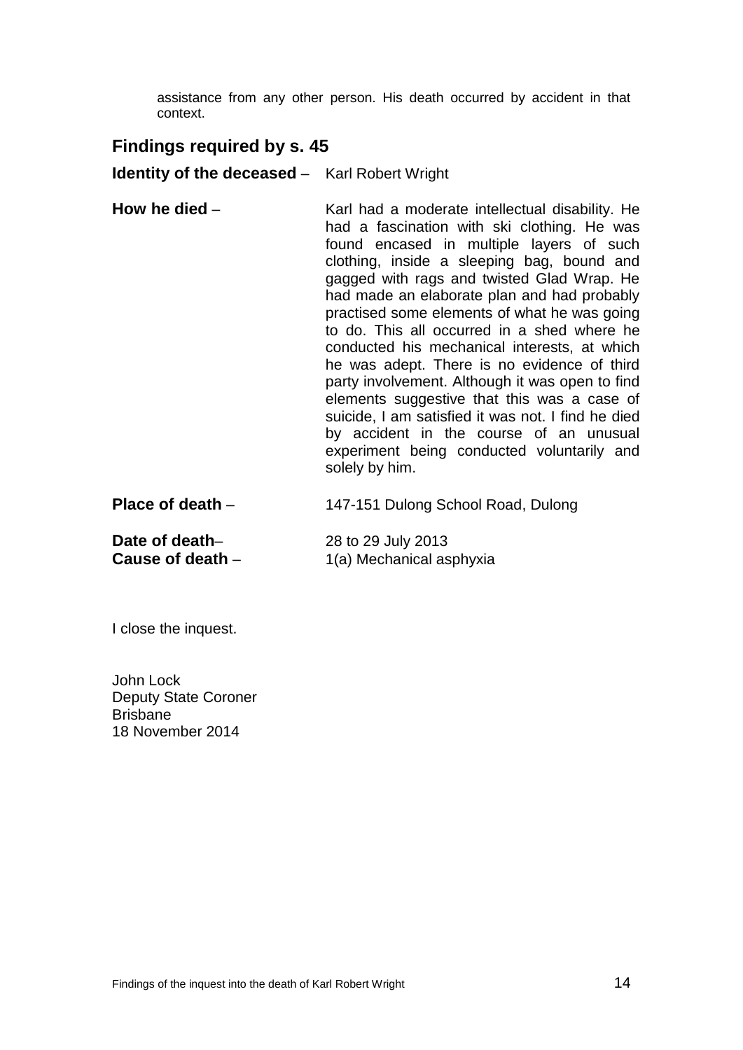assistance from any other person. His death occurred by accident in that context.

## Findings required by s. 45

**Identity of the deceased** – Karl Robert Wright

**How he died** – Karl had a moderate intellectual disability. He had a fascination with ski clothing. He was found encased in multiple layers of such clothing, inside a sleeping bag, bound and gagged with rags and twisted Glad Wrap. He had made an elaborate plan and had probably practised some elements of what he was going to do. This all occurred in a shed where he conducted his mechanical interests, at which he was adept. There is no evidence of third party involvement. Although it was open to find elements suggestive that this was a case of suicide, I am satisfied it was not. I find he died by accident in the course of an unusual experiment being conducted voluntarily and solely by him.

**Place of death** – 147-151 Dulong School Road, Dulong

**Date of death**– 28 to 29 July 2013

**Cause of death** – 1(a) Mechanical asphyxia

I close the inquest.

John Lock
Deputy State Coroner
Brisbane
18 November 2014